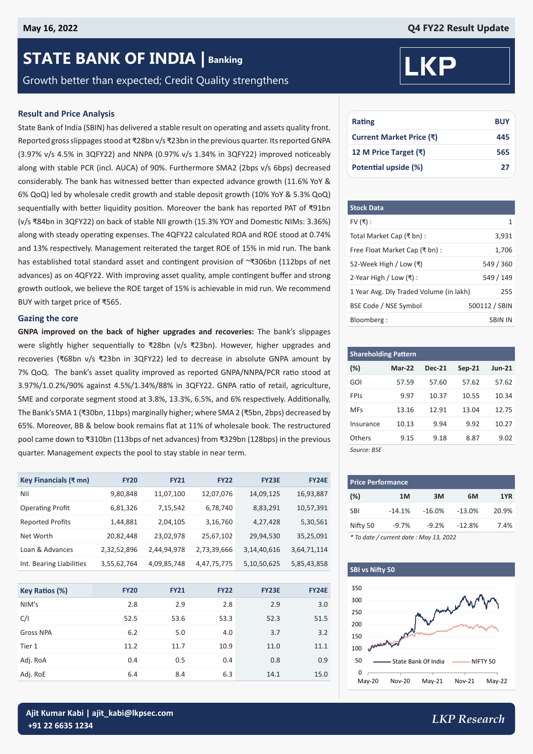May 16, 2022

Q4 FY22 Result Update

# STATE BANK OF INDIA | Banking

Growth better than expected; Credit Quality strengthens

## Result and Price Analysis

State Bank of India (SBIN) has delivered a stable result on operating and assets quality front. Reported gross slippages stood at ₹28bn v/s ₹23bn in the previous quarter. Its reported GNPA (3.97% v/s 4.5% in 3QFY22) and NNPA (0.97% v/s 1.34% in 3QFY22) improved noticeably along with stable PCR (incl. AUCA) of 90%. Furthermore SMA2 (2bps v/s 6bps) decreased considerably. The bank has witnessed better than expected advance growth (11.6% YoY & 6% QoQ) led by wholesale credit growth and stable deposit growth (10% YoY & 5.3% QoQ) sequentially with better liquidity position. Moreover the bank has reported PAT of ₹91bn (v/s ₹84bn in 3QFY22) on back of stable NII growth (15.3% YOY and Domestic NIMs: 3.36%) along with steady operating expenses. The 4QFY22 calculated ROA and ROE stood at 0.74% and 13% respectively. Management reiterated the target ROE of 15% in mid run. The bank has established total standard asset and contingent provision of ~₹306bn (112bps of net advances) as on 4QFY22. With improving asset quality, ample contingent buffer and strong growth outlook, we believe the ROE target of 15% is achievable in mid run. We recommend BUY with target price of ₹565.

## Gazing the core

**GNPA improved on the back of higher upgrades and recoveries:** The bank's slippages were slightly higher sequentially to ₹28bn (v/s ₹23bn). However, higher upgrades and recoveries (₹68bn v/s ₹23bn in 3QFY22) led to decrease in absolute GNPA amount by 7% QoQ. The bank's asset quality improved as reported GNPA/NNPA/PCR ratio stood at 3.97%/1.0.2%/90% against 4.5%/1.34%/88% in 3QFY22. GNPA ratio of retail, agriculture, SME and corporate segment stood at 3.8%, 13.3%, 6.5%, and 6% respectively. Additionally, The Bank's SMA 1 (₹30bn, 11bps) marginally higher; where SMA 2 (₹5bn, 2bps) decreased by 65%. Moreover, BB & below book remains flat at 11% of wholesale book. The restructured pool came down to ₹310bn (113bps of net advances) from ₹329bn (128bps) in the previous quarter. Management expects the pool to stay stable in near term.

| Key Financials (₹ mn) | FY20 | FY21 | FY22 | FY23E | FY24E |
|---|---|---|---|---|---|
| NII | 9,80,848 | 11,07,100 | 12,07,076 | 14,09,125 | 16,93,887 |
| Operating Profit | 6,81,326 | 7,15,542 | 6,78,740 | 8,83,291 | 10,57,391 |
| Reported Profits | 1,44,881 | 2,04,105 | 3,16,760 | 4,27,428 | 5,30,561 |
| Net Worth | 20,82,448 | 23,02,978 | 25,67,102 | 29,94,530 | 35,25,091 |
| Loan & Advances | 2,32,52,896 | 2,44,94,978 | 2,73,39,666 | 3,14,40,616 | 3,64,71,114 |
| Int. Bearing Liabilities | 3,55,62,764 | 4,09,85,748 | 4,47,75,775 | 5,10,50,625 | 5,85,43,858 |

| Key Ratios (%) | FY20 | FY21 | FY22 | FY23E | FY24E |
|---|---|---|---|---|---|
| NIM's | 2.8 | 2.9 | 2.8 | 2.9 | 3.0 |
| C/I | 52.5 | 53.6 | 53.3 | 52.3 | 51.5 |
| Gross NPA | 6.2 | 5.0 | 4.0 | 3.7 | 3.2 |
| Tier 1 | 11.2 | 11.7 | 10.9 | 11.0 | 11.1 |
| Adj. RoA | 0.4 | 0.5 | 0.4 | 0.8 | 0.9 |
| Adj. RoE | 6.4 | 8.4 | 6.3 | 14.1 | 15.0 |

| Rating | BUY |
|---|---|
| Current Market Price (₹) | 445 |
| 12 M Price Target (₹) | 565 |
| Potential upside (%) | 27 |

| Stock Data | |
|---|---|
| FV (₹) : | 1 |
| Total Market Cap (₹ bn) : | 3,931 |
| Free Float Market Cap (₹ bn) : | 1,706 |
| 52-Week High / Low (₹) | 549 / 360 |
| 2-Year High / Low (₹) : | 549 / 149 |
| 1 Year Avg. Dly Traded Volume (in lakh) | 255 |
| BSE Code / NSE Symbol | 500112 / SBIN |
| Bloomberg : | SBIN IN |

**Shareholding Pattern**

| (%) | Mar-22 | Dec-21 | Sep-21 | Jun-21 |
|---|---|---|---|---|
| GOI | 57.59 | 57.60 | 57.62 | 57.62 |
| FPIs | 9.97 | 10.37 | 10.55 | 10.34 |
| MFs | 13.16 | 12.91 | 13.04 | 12.75 |
| Insurance | 10.13 | 9.94 | 9.92 | 10.27 |
| Others | 9.15 | 9.18 | 8.87 | 9.02 |

*Source: BSE*

**Price Performance**

| (%) | 1M | 3M | 6M | 1YR |
|---|---|---|---|---|
| SBI | -14.1% | -16.0% | -13.0% | 20.9% |
| Nifty 50 | -9.7% | -9.2% | -12.8% | 7.4% |

*\* To date / current date : May 13, 2022*

**SBI vs Nifty 50**

Ajit Kumar Kabi | ajit_kabi@lkpsec.com
+91 22 6635 1234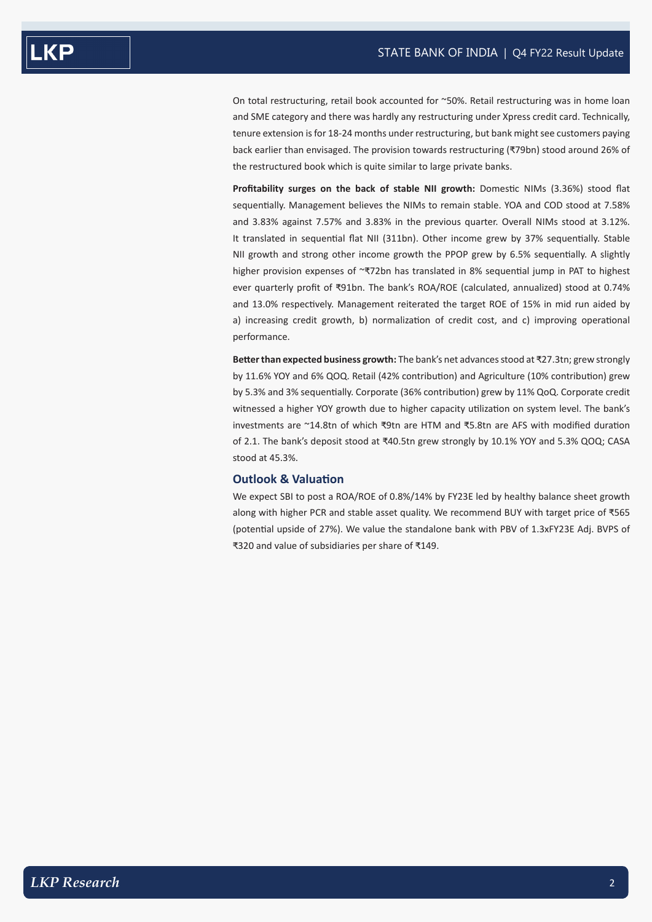On total restructuring, retail book accounted for ~50%. Retail restructuring was in home loan and SME category and there was hardly any restructuring under Xpress credit card. Technically, tenure extension is for 18-24 months under restructuring, but bank might see customers paying back earlier than envisaged. The provision towards restructuring (₹79bn) stood around 26% of the restructured book which is quite similar to large private banks.

**Profitability surges on the back of stable NII growth:** Domestic NIMs (3.36%) stood flat sequentially. Management believes the NIMs to remain stable. YOA and COD stood at 7.58% and 3.83% against 7.57% and 3.83% in the previous quarter. Overall NIMs stood at 3.12%. It translated in sequential flat NII (311bn). Other income grew by 37% sequentially. Stable NII growth and strong other income growth the PPOP grew by 6.5% sequentially. A slightly higher provision expenses of ~₹72bn has translated in 8% sequential jump in PAT to highest ever quarterly profit of ₹91bn. The bank's ROA/ROE (calculated, annualized) stood at 0.74% and 13.0% respectively. Management reiterated the target ROE of 15% in mid run aided by a) increasing credit growth, b) normalization of credit cost, and c) improving operational performance.

**Better than expected business growth:** The bank's net advances stood at ₹27.3tn; grew strongly by 11.6% YOY and 6% QOQ. Retail (42% contribution) and Agriculture (10% contribution) grew by 5.3% and 3% sequentially. Corporate (36% contribution) grew by 11% QoQ. Corporate credit witnessed a higher YOY growth due to higher capacity utilization on system level. The bank's investments are ~14.8tn of which ₹9tn are HTM and ₹5.8tn are AFS with modified duration of 2.1. The bank's deposit stood at ₹40.5tn grew strongly by 10.1% YOY and 5.3% QOQ; CASA stood at 45.3%.

## Outlook & Valuation

We expect SBI to post a ROA/ROE of 0.8%/14% by FY23E led by healthy balance sheet growth along with higher PCR and stable asset quality. We recommend BUY with target price of ₹565 (potential upside of 27%). We value the standalone bank with PBV of 1.3xFY23E Adj. BVPS of ₹320 and value of subsidiaries per share of ₹149.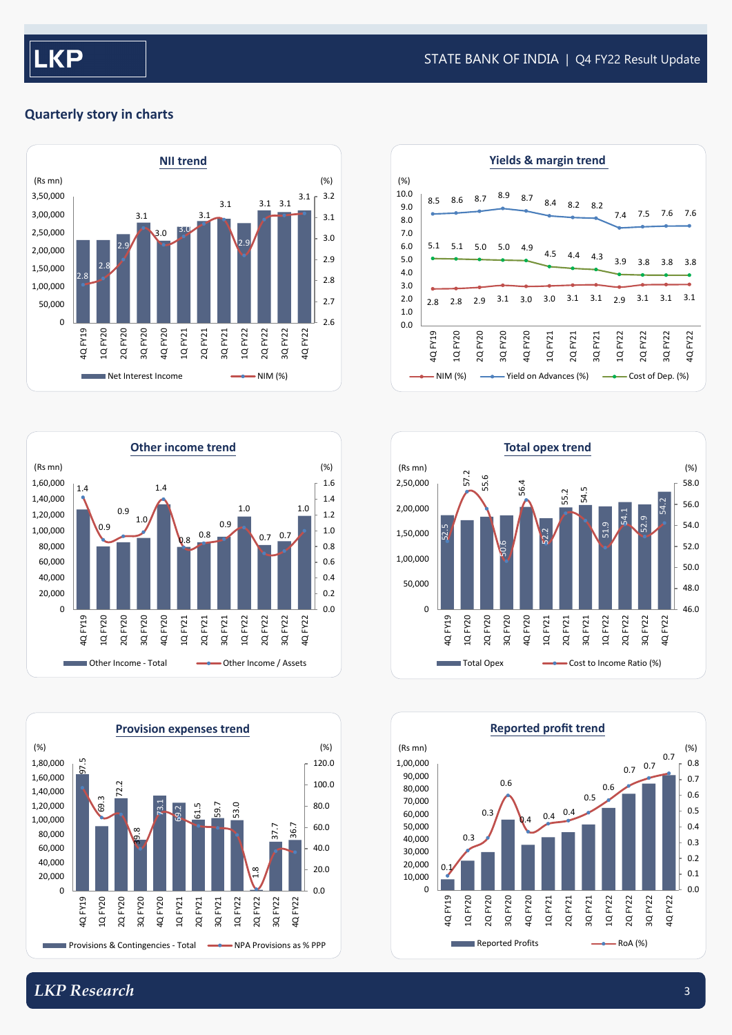## Quarterly story in charts

### NII trend

(Rs mn) / (%)

| Quarter | NIM (%) |
|---|---|
| 4Q FY19 | 2.8 |
| 1Q FY20 | 2.8 |
| 2Q FY20 | 2.9 |
| 3Q FY20 | 3.1 |
| 4Q FY20 | 3.0 |
| 1Q FY21 | 3.0 |
| 2Q FY21 | 3.1 |
| 3Q FY21 | 3.1 |
| 1Q FY22 | 2.9 |
| 2Q FY22 | 3.1 |
| 3Q FY22 | 3.1 |
| 4Q FY22 | 3.1 |

Net Interest Income — NIM (%)

### Yields & margin trend

(%)

| Quarter | NIM (%) | Yield on Advances (%) | Cost of Dep. (%) |
|---|---|---|---|
| 4Q FY19 | 2.8 | 8.5 | 5.1 |
| 1Q FY20 | 2.8 | 8.6 | 5.1 |
| 2Q FY20 | 2.9 | 8.7 | 5.0 |
| 3Q FY20 | 3.1 | 8.9 | 5.0 |
| 4Q FY20 | 3.0 | 8.7 | 4.9 |
| 1Q FY21 | 3.0 | 8.4 | 4.5 |
| 2Q FY21 | 3.1 | 8.2 | 4.4 |
| 3Q FY21 | 3.1 | 8.2 | 4.3 |
| 1Q FY22 | 2.9 | 7.4 | 3.9 |
| 2Q FY22 | 3.1 | 7.5 | 3.8 |
| 3Q FY22 | 3.1 | 7.6 | 3.8 |
| 4Q FY22 | 3.1 | 7.6 | 3.8 |

### Other income trend

(Rs mn) / (%)

| Quarter | Other Income / Assets |
|---|---|
| 4Q FY19 | 1.4 |
| 1Q FY20 | 0.9 |
| 2Q FY20 | 0.9 |
| 3Q FY20 | 1.0 |
| 4Q FY20 | 1.4 |
| 1Q FY21 | 0.8 |
| 2Q FY21 | 0.8 |
| 3Q FY21 | 0.9 |
| 1Q FY22 | 1.0 |
| 2Q FY22 | 0.7 |
| 3Q FY22 | 0.7 |
| 4Q FY22 | 1.0 |

Other Income - Total — Other Income / Assets

### Total opex trend

(Rs mn) / (%)

| Quarter | Cost to Income Ratio (%) |
|---|---|
| 4Q FY19 | 52.5 |
| 1Q FY20 | 57.2 |
| 2Q FY20 | 55.6 |
| 3Q FY20 | 50.6 |
| 4Q FY20 | 56.4 |
| 1Q FY21 | 52.2 |
| 2Q FY21 | 55.2 |
| 3Q FY21 | 54.5 |
| 1Q FY22 | 51.9 |
| 2Q FY22 | 54.1 |
| 3Q FY22 | 52.9 |
| 4Q FY22 | 54.2 |

Total Opex — Cost to Income Ratio (%)

### Provision expenses trend

(%) / (%)

| Quarter | NPA Provisions as % PPP |
|---|---|
| 4Q FY19 | 97.5 |
| 1Q FY20 | 69.3 |
| 2Q FY20 | 72.2 |
| 3Q FY20 | 39.8 |
| 4Q FY20 | 73.1 |
| 1Q FY21 | 69.2 |
| 2Q FY21 | 61.5 |
| 3Q FY21 | 59.7 |
| 1Q FY22 | 53.0 |
| 2Q FY22 | 1.8 |
| 3Q FY22 | 37.7 |
| 4Q FY22 | 36.7 |

Provisions & Contingencies - Total — NPA Provisions as % PPP

### Reported profit trend

(Rs mn) / (%)

| Quarter | RoA (%) |
|---|---|
| 4Q FY19 | 0.1 |
| 1Q FY20 | 0.3 |
| 2Q FY20 | 0.3 |
| 3Q FY20 | 0.6 |
| 4Q FY20 | 0.4 |
| 1Q FY21 | 0.4 |
| 2Q FY21 | 0.4 |
| 3Q FY21 | 0.5 |
| 1Q FY22 | 0.6 |
| 2Q FY22 | 0.7 |
| 3Q FY22 | 0.7 |
| 4Q FY22 | 0.7 |

Reported Profits — RoA (%)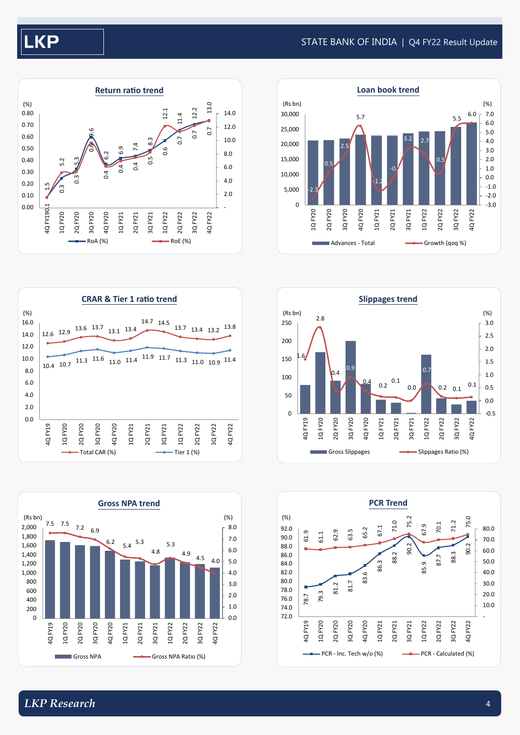### Return ratio trend

| Quarter | RoA (%) | RoE (%) |
|---|---|---|
| 4Q FY19 | 0.1 | 1.5 |
| 1Q FY20 | 0.3 | 5.2 |
| 2Q FY20 | 0.3 | 5.3 |
| 3Q FY20 | 0.6 | 9.6 |
| 4Q FY20 | 0.4 | 6.2 |
| 1Q FY21 | 0.4 | 6.9 |
| 2Q FY21 | 0.4 | 7.4 |
| 3Q FY21 | 0.5 | 8.3 |
| 1Q FY22 | 0.6 | 12.1 |
| 2Q FY22 | 0.7 | 11.4 |
| 3Q FY22 | 0.7 | 12.2 |
| 4Q FY22 | 0.7 | 13.0 |

### Loan book trend

| Quarter | Growth (qoq %) |
|---|---|
| 1Q FY20 | -2.3 |
| 2Q FY20 | 0.5 |
| 3Q FY20 | 2.5 |
| 4Q FY20 | 5.7 |
| 1Q FY21 | -1.2 |
| 2Q FY21 | -0.1 |
| 3Q FY21 | 3.2 |
| 1Q FY22 | 2.7 |
| 2Q FY22 | 0.5 |
| 3Q FY22 | 5.5 |
| 4Q FY22 | 6.0 |

Advances - Total (Rs bn); Growth (qoq %)

### CRAR & Tier 1 ratio trend

| Quarter | Total CAR (%) | Tier 1 (%) |
|---|---|---|
| 4Q FY19 | 12.6 | 10.4 |
| 1Q FY20 | 12.9 | 10.7 |
| 2Q FY20 | 13.6 | 11.3 |
| 3Q FY20 | 13.7 | 11.6 |
| 4Q FY20 | 13.1 | 11.0 |
| 1Q FY21 | 13.4 | 11.4 |
| 2Q FY21 | 14.7 | 11.9 |
| 3Q FY21 | 14.5 | 11.7 |
| 1Q FY22 | 13.7 | 11.3 |
| 2Q FY22 | 13.4 | 11.0 |
| 3Q FY22 | 13.2 | 10.9 |
| 4Q FY22 | 13.8 | 11.4 |

### Slippages trend

| Quarter | Slippages Ratio (%) |
|---|---|
| 4Q FY19 | 1.6 |
| 1Q FY20 | 2.8 |
| 2Q FY20 | 0.4 |
| 3Q FY20 | 0.9 |
| 4Q FY20 | 0.4 |
| 1Q FY21 | 0.2 |
| 2Q FY21 | 0.1 |
| 3Q FY21 | 0.0 |
| 1Q FY22 | 0.7 |
| 2Q FY22 | 0.2 |
| 3Q FY22 | 0.1 |
| 4Q FY22 | 0.1 |

Gross Slippages (Rs bn); Slippages Ratio (%)

### Gross NPA trend

| Quarter | Gross NPA Ratio (%) |
|---|---|
| 4Q FY19 | 7.5 |
| 1Q FY20 | 7.5 |
| 2Q FY20 | 7.2 |
| 3Q FY20 | 6.9 |
| 4Q FY20 | 6.2 |
| 1Q FY21 | 5.4 |
| 2Q FY21 | 5.3 |
| 3Q FY21 | 4.8 |
| 1Q FY22 | 5.3 |
| 2Q FY22 | 4.9 |
| 3Q FY22 | 4.5 |
| 4Q FY22 | 4.0 |

Gross NPA (Rs bn); Gross NPA Ratio (%)

### PCR Trend

| Quarter | PCR - Inc. Tech w/o (%) | PCR - Calculated (%) |
|---|---|---|
| 4Q FY19 | 78.7 | 61.9 |
| 1Q FY20 | 79.3 | 61.1 |
| 2Q FY20 | 81.2 | 62.9 |
| 3Q FY20 | 81.7 | 63.5 |
| 4Q FY20 | 83.6 | 65.2 |
| 1Q FY21 | 86.3 | 67.1 |
| 2Q FY21 | 88.2 | 71.0 |
| 3Q FY21 | 90.2 | 75.2 |
| 1Q FY22 | 85.9 | 67.9 |
| 2Q FY22 | 87.7 | 70.1 |
| 3Q FY22 | 88.3 | 71.2 |
| 4Q FY22 | 90.2 | 75.0 |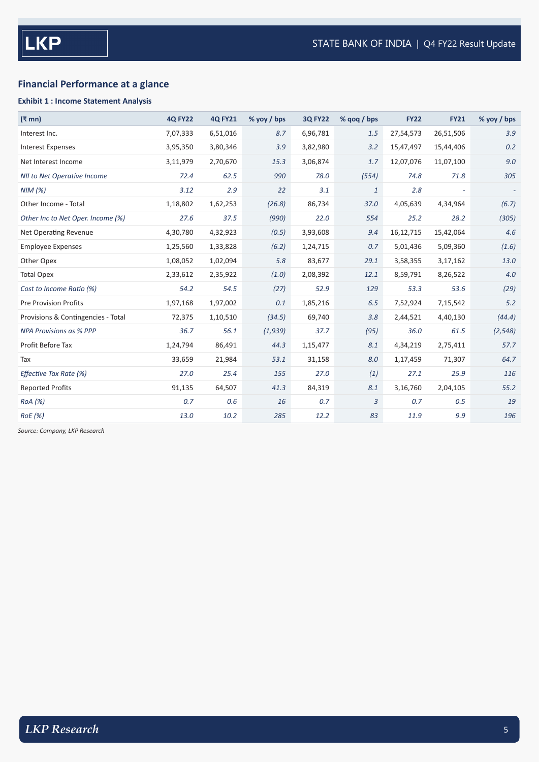## Financial Performance at a glance

### Exhibit 1 : Income Statement Analysis

| (₹ mn) | 4Q FY22 | 4Q FY21 | % yoy / bps | 3Q FY22 | % qoq / bps | FY22 | FY21 | % yoy / bps |
|---|---|---|---|---|---|---|---|---|
| Interest Inc. | 7,07,333 | 6,51,016 | *8.7* | 6,96,781 | *1.5* | 27,54,573 | 26,51,506 | *3.9* |
| Interest Expenses | 3,95,350 | 3,80,346 | *3.9* | 3,82,980 | *3.2* | 15,47,497 | 15,44,406 | *0.2* |
| Net Interest Income | 3,11,979 | 2,70,670 | *15.3* | 3,06,874 | *1.7* | 12,07,076 | 11,07,100 | *9.0* |
| *NII to Net Operative Income* | *72.4* | *62.5* | *990* | *78.0* | *(554)* | *74.8* | *71.8* | *305* |
| *NIM (%)* | *3.12* | *2.9* | *22* | *3.1* | *1* | *2.8* | - | - |
| Other Income - Total | 1,18,802 | 1,62,253 | *(26.8)* | 86,734 | *37.0* | 4,05,639 | 4,34,964 | *(6.7)* |
| *Other Inc to Net Oper. Income (%)* | *27.6* | *37.5* | *(990)* | *22.0* | *554* | *25.2* | *28.2* | *(305)* |
| Net Operating Revenue | 4,30,780 | 4,32,923 | *(0.5)* | 3,93,608 | *9.4* | 16,12,715 | 15,42,064 | *4.6* |
| Employee Expenses | 1,25,560 | 1,33,828 | *(6.2)* | 1,24,715 | *0.7* | 5,01,436 | 5,09,360 | *(1.6)* |
| Other Opex | 1,08,052 | 1,02,094 | *5.8* | 83,677 | *29.1* | 3,58,355 | 3,17,162 | *13.0* |
| Total Opex | 2,33,612 | 2,35,922 | *(1.0)* | 2,08,392 | *12.1* | 8,59,791 | 8,26,522 | *4.0* |
| *Cost to Income Ratio (%)* | *54.2* | *54.5* | *(27)* | *52.9* | *129* | *53.3* | *53.6* | *(29)* |
| Pre Provision Profits | 1,97,168 | 1,97,002 | *0.1* | 1,85,216 | *6.5* | 7,52,924 | 7,15,542 | *5.2* |
| Provisions & Contingencies - Total | 72,375 | 1,10,510 | *(34.5)* | 69,740 | *3.8* | 2,44,521 | 4,40,130 | *(44.4)* |
| *NPA Provisions as % PPP* | *36.7* | *56.1* | *(1,939)* | *37.7* | *(95)* | *36.0* | *61.5* | *(2,548)* |
| Profit Before Tax | 1,24,794 | 86,491 | *44.3* | 1,15,477 | *8.1* | 4,34,219 | 2,75,411 | *57.7* |
| Tax | 33,659 | 21,984 | *53.1* | 31,158 | *8.0* | 1,17,459 | 71,307 | *64.7* |
| *Effective Tax Rate (%)* | *27.0* | *25.4* | *155* | *27.0* | *(1)* | *27.1* | *25.9* | *116* |
| Reported Profits | 91,135 | 64,507 | *41.3* | 84,319 | *8.1* | 3,16,760 | 2,04,105 | *55.2* |
| *RoA (%)* | *0.7* | *0.6* | *16* | *0.7* | *3* | *0.7* | *0.5* | *19* |
| *RoE (%)* | *13.0* | *10.2* | *285* | *12.2* | *83* | *11.9* | *9.9* | *196* |

*Source: Company, LKP Research*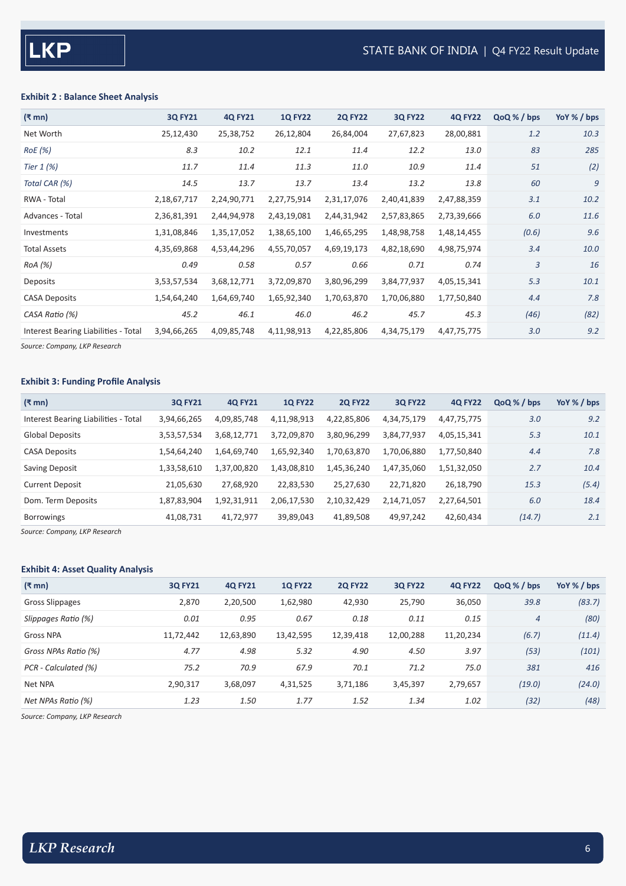**Exhibit 2 : Balance Sheet Analysis**

| (₹ mn) | 3Q FY21 | 4Q FY21 | 1Q FY22 | 2Q FY22 | 3Q FY22 | 4Q FY22 | QoQ % / bps | YoY % / bps |
|---|---|---|---|---|---|---|---|---|
| Net Worth | 25,12,430 | 25,38,752 | 26,12,804 | 26,84,004 | 27,67,823 | 28,00,881 | 1.2 | 10.3 |
| *RoE (%)* | *8.3* | *10.2* | *12.1* | *11.4* | *12.2* | *13.0* | *83* | *285* |
| *Tier 1 (%)* | *11.7* | *11.4* | *11.3* | *11.0* | *10.9* | *11.4* | *51* | *(2)* |
| *Total CAR (%)* | *14.5* | *13.7* | *13.7* | *13.4* | *13.2* | *13.8* | *60* | *9* |
| RWA - Total | 2,18,67,717 | 2,24,90,771 | 2,27,75,914 | 2,31,17,076 | 2,40,41,839 | 2,47,88,359 | 3.1 | 10.2 |
| Advances - Total | 2,36,81,391 | 2,44,94,978 | 2,43,19,081 | 2,44,31,942 | 2,57,83,865 | 2,73,39,666 | 6.0 | 11.6 |
| Investments | 1,31,08,846 | 1,35,17,052 | 1,38,65,100 | 1,46,65,295 | 1,48,98,758 | 1,48,14,455 | (0.6) | 9.6 |
| Total Assets | 4,35,69,868 | 4,53,44,296 | 4,55,70,057 | 4,69,19,173 | 4,82,18,690 | 4,98,75,974 | 3.4 | 10.0 |
| *RoA (%)* | *0.49* | *0.58* | *0.57* | *0.66* | *0.71* | *0.74* | *3* | *16* |
| Deposits | 3,53,57,534 | 3,68,12,771 | 3,72,09,870 | 3,80,96,299 | 3,84,77,937 | 4,05,15,341 | 5.3 | 10.1 |
| CASA Deposits | 1,54,64,240 | 1,64,69,740 | 1,65,92,340 | 1,70,63,870 | 1,70,06,880 | 1,77,50,840 | 4.4 | 7.8 |
| *CASA Ratio (%)* | *45.2* | *46.1* | *46.0* | *46.2* | *45.7* | *45.3* | *(46)* | *(82)* |
| Interest Bearing Liabilities - Total | 3,94,66,265 | 4,09,85,748 | 4,11,98,913 | 4,22,85,806 | 4,34,75,179 | 4,47,75,775 | 3.0 | 9.2 |

*Source: Company, LKP Research*

**Exhibit 3: Funding Profile Analysis**

| (₹ mn) | 3Q FY21 | 4Q FY21 | 1Q FY22 | 2Q FY22 | 3Q FY22 | 4Q FY22 | QoQ % / bps | YoY % / bps |
|---|---|---|---|---|---|---|---|---|
| Interest Bearing Liabilities - Total | 3,94,66,265 | 4,09,85,748 | 4,11,98,913 | 4,22,85,806 | 4,34,75,179 | 4,47,75,775 | 3.0 | 9.2 |
| Global Deposits | 3,53,57,534 | 3,68,12,771 | 3,72,09,870 | 3,80,96,299 | 3,84,77,937 | 4,05,15,341 | 5.3 | 10.1 |
| CASA Deposits | 1,54,64,240 | 1,64,69,740 | 1,65,92,340 | 1,70,63,870 | 1,70,06,880 | 1,77,50,840 | 4.4 | 7.8 |
| Saving Deposit | 1,33,58,610 | 1,37,00,820 | 1,43,08,810 | 1,45,36,240 | 1,47,35,060 | 1,51,32,050 | 2.7 | 10.4 |
| Current Deposit | 21,05,630 | 27,68,920 | 22,83,530 | 25,27,630 | 22,71,820 | 26,18,790 | 15.3 | (5.4) |
| Dom. Term Deposits | 1,87,83,904 | 1,92,31,911 | 2,06,17,530 | 2,10,32,429 | 2,14,71,057 | 2,27,64,501 | 6.0 | 18.4 |
| Borrowings | 41,08,731 | 41,72,977 | 39,89,043 | 41,89,508 | 49,97,242 | 42,60,434 | (14.7) | 2.1 |

*Source: Company, LKP Research*

**Exhibit 4: Asset Quality Analysis**

| (₹ mn) | 3Q FY21 | 4Q FY21 | 1Q FY22 | 2Q FY22 | 3Q FY22 | 4Q FY22 | QoQ % / bps | YoY % / bps |
|---|---|---|---|---|---|---|---|---|
| Gross Slippages | 2,870 | 2,20,500 | 1,62,980 | 42,930 | 25,790 | 36,050 | 39.8 | (83.7) |
| *Slippages Ratio (%)* | *0.01* | *0.95* | *0.67* | *0.18* | *0.11* | *0.15* | *4* | *(80)* |
| Gross NPA | 11,72,442 | 12,63,890 | 13,42,595 | 12,39,418 | 12,00,288 | 11,20,234 | (6.7) | (11.4) |
| *Gross NPAs Ratio (%)* | *4.77* | *4.98* | *5.32* | *4.90* | *4.50* | *3.97* | *(53)* | *(101)* |
| *PCR - Calculated (%)* | *75.2* | *70.9* | *67.9* | *70.1* | *71.2* | *75.0* | *381* | *416* |
| Net NPA | 2,90,317 | 3,68,097 | 4,31,525 | 3,71,186 | 3,45,397 | 2,79,657 | (19.0) | (24.0) |
| *Net NPAs Ratio (%)* | *1.23* | *1.50* | *1.77* | *1.52* | *1.34* | *1.02* | *(32)* | *(48)* |

*Source: Company, LKP Research*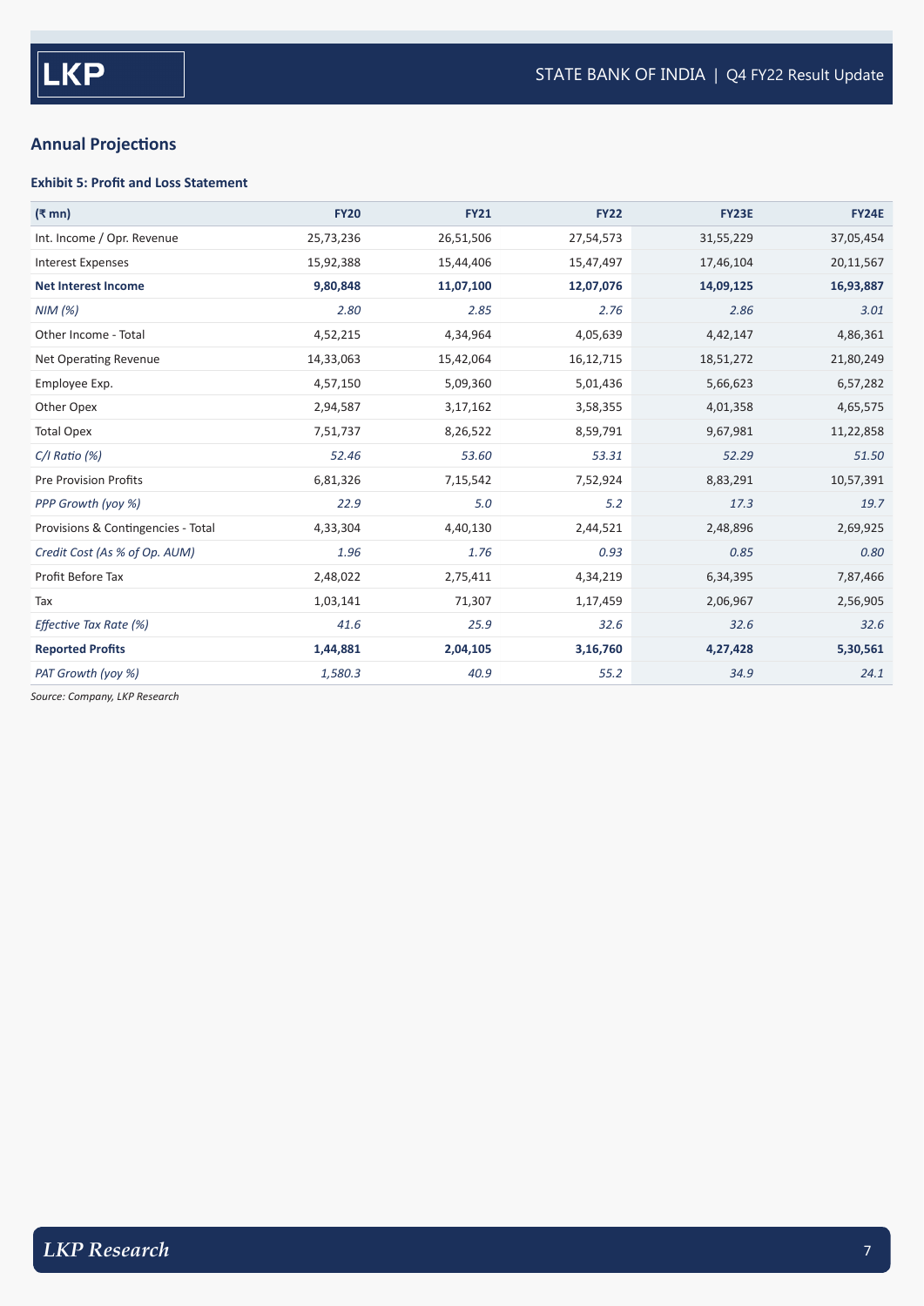## Annual Projections

**Exhibit 5: Profit and Loss Statement**

| (₹ mn) | FY20 | FY21 | FY22 | FY23E | FY24E |
|---|---|---|---|---|---|
| Int. Income / Opr. Revenue | 25,73,236 | 26,51,506 | 27,54,573 | 31,55,229 | 37,05,454 |
| Interest Expenses | 15,92,388 | 15,44,406 | 15,47,497 | 17,46,104 | 20,11,567 |
| **Net Interest Income** | **9,80,848** | **11,07,100** | **12,07,076** | **14,09,125** | **16,93,887** |
| *NIM (%)* | *2.80* | *2.85* | *2.76* | *2.86* | *3.01* |
| Other Income - Total | 4,52,215 | 4,34,964 | 4,05,639 | 4,42,147 | 4,86,361 |
| Net Operating Revenue | 14,33,063 | 15,42,064 | 16,12,715 | 18,51,272 | 21,80,249 |
| Employee Exp. | 4,57,150 | 5,09,360 | 5,01,436 | 5,66,623 | 6,57,282 |
| Other Opex | 2,94,587 | 3,17,162 | 3,58,355 | 4,01,358 | 4,65,575 |
| Total Opex | 7,51,737 | 8,26,522 | 8,59,791 | 9,67,981 | 11,22,858 |
| *C/I Ratio (%)* | *52.46* | *53.60* | *53.31* | *52.29* | *51.50* |
| Pre Provision Profits | 6,81,326 | 7,15,542 | 7,52,924 | 8,83,291 | 10,57,391 |
| *PPP Growth (yoy %)* | *22.9* | *5.0* | *5.2* | *17.3* | *19.7* |
| Provisions & Contingencies - Total | 4,33,304 | 4,40,130 | 2,44,521 | 2,48,896 | 2,69,925 |
| *Credit Cost (As % of Op. AUM)* | *1.96* | *1.76* | *0.93* | *0.85* | *0.80* |
| Profit Before Tax | 2,48,022 | 2,75,411 | 4,34,219 | 6,34,395 | 7,87,466 |
| Tax | 1,03,141 | 71,307 | 1,17,459 | 2,06,967 | 2,56,905 |
| *Effective Tax Rate (%)* | *41.6* | *25.9* | *32.6* | *32.6* | *32.6* |
| **Reported Profits** | **1,44,881** | **2,04,105** | **3,16,760** | **4,27,428** | **5,30,561** |
| *PAT Growth (yoy %)* | *1,580.3* | *40.9* | *55.2* | *34.9* | *24.1* |

*Source: Company, LKP Research*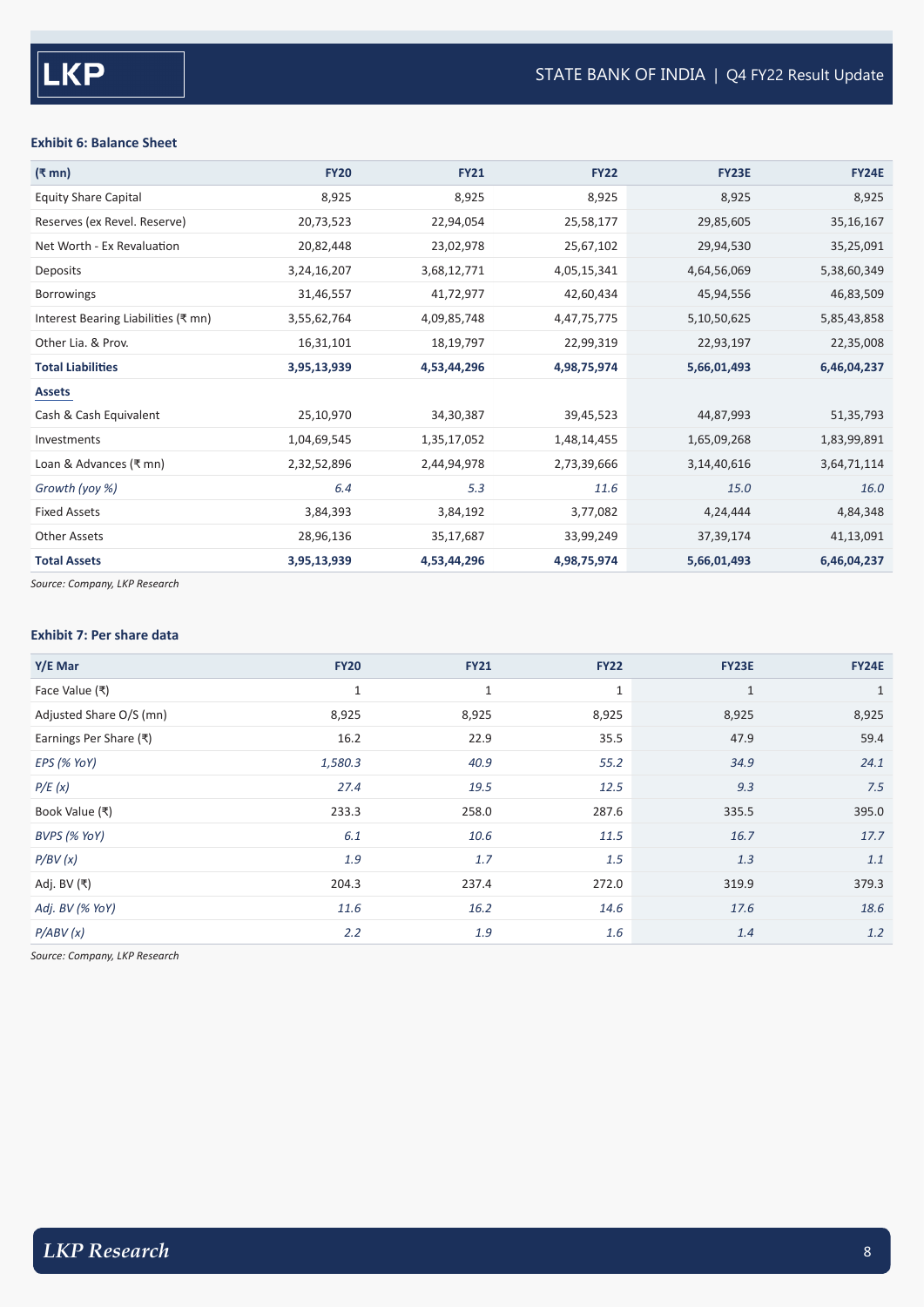### Exhibit 6: Balance Sheet

| (₹ mn) | FY20 | FY21 | FY22 | FY23E | FY24E |
|---|---|---|---|---|---|
| Equity Share Capital | 8,925 | 8,925 | 8,925 | 8,925 | 8,925 |
| Reserves (ex Revel. Reserve) | 20,73,523 | 22,94,054 | 25,58,177 | 29,85,605 | 35,16,167 |
| Net Worth - Ex Revaluation | 20,82,448 | 23,02,978 | 25,67,102 | 29,94,530 | 35,25,091 |
| Deposits | 3,24,16,207 | 3,68,12,771 | 4,05,15,341 | 4,64,56,069 | 5,38,60,349 |
| Borrowings | 31,46,557 | 41,72,977 | 42,60,434 | 45,94,556 | 46,83,509 |
| Interest Bearing Liabilities (₹ mn) | 3,55,62,764 | 4,09,85,748 | 4,47,75,775 | 5,10,50,625 | 5,85,43,858 |
| Other Lia. & Prov. | 16,31,101 | 18,19,797 | 22,99,319 | 22,93,197 | 22,35,008 |
| **Total Liabilities** | **3,95,13,939** | **4,53,44,296** | **4,98,75,974** | **5,66,01,493** | **6,46,04,237** |
| **Assets** | | | | | |
| Cash & Cash Equivalent | 25,10,970 | 34,30,387 | 39,45,523 | 44,87,993 | 51,35,793 |
| Investments | 1,04,69,545 | 1,35,17,052 | 1,48,14,455 | 1,65,09,268 | 1,83,99,891 |
| Loan & Advances (₹ mn) | 2,32,52,896 | 2,44,94,978 | 2,73,39,666 | 3,14,40,616 | 3,64,71,114 |
| *Growth (yoy %)* | *6.4* | *5.3* | *11.6* | *15.0* | *16.0* |
| Fixed Assets | 3,84,393 | 3,84,192 | 3,77,082 | 4,24,444 | 4,84,348 |
| Other Assets | 28,96,136 | 35,17,687 | 33,99,249 | 37,39,174 | 41,13,091 |
| **Total Assets** | **3,95,13,939** | **4,53,44,296** | **4,98,75,974** | **5,66,01,493** | **6,46,04,237** |

*Source: Company, LKP Research*

### Exhibit 7: Per share data

| Y/E Mar | FY20 | FY21 | FY22 | FY23E | FY24E |
|---|---|---|---|---|---|
| Face Value (₹) | 1 | 1 | 1 | 1 | 1 |
| Adjusted Share O/S (mn) | 8,925 | 8,925 | 8,925 | 8,925 | 8,925 |
| Earnings Per Share (₹) | 16.2 | 22.9 | 35.5 | 47.9 | 59.4 |
| *EPS (% YoY)* | *1,580.3* | *40.9* | *55.2* | *34.9* | *24.1* |
| *P/E (x)* | *27.4* | *19.5* | *12.5* | *9.3* | *7.5* |
| Book Value (₹) | 233.3 | 258.0 | 287.6 | 335.5 | 395.0 |
| *BVPS (% YoY)* | *6.1* | *10.6* | *11.5* | *16.7* | *17.7* |
| *P/BV (x)* | *1.9* | *1.7* | *1.5* | *1.3* | *1.1* |
| Adj. BV (₹) | 204.3 | 237.4 | 272.0 | 319.9 | 379.3 |
| *Adj. BV (% YoY)* | *11.6* | *16.2* | *14.6* | *17.6* | *18.6* |
| *P/ABV (x)* | *2.2* | *1.9* | *1.6* | *1.4* | *1.2* |

*Source: Company, LKP Research*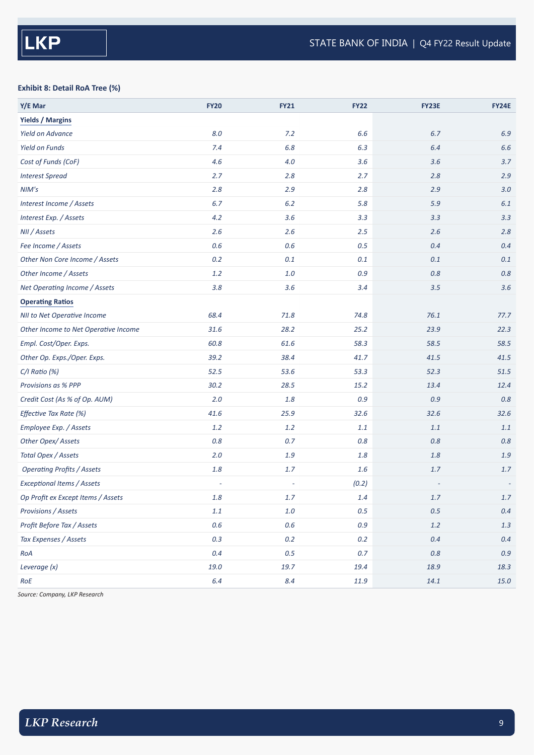**Exhibit 8: Detail RoA Tree (%)**

| Y/E Mar | FY20 | FY21 | FY22 | FY23E | FY24E |
|---|---|---|---|---|---|
| **Yields / Margins** | | | | | |
| *Yield on Advance* | 8.0 | 7.2 | 6.6 | 6.7 | 6.9 |
| *Yield on Funds* | 7.4 | 6.8 | 6.3 | 6.4 | 6.6 |
| *Cost of Funds (CoF)* | 4.6 | 4.0 | 3.6 | 3.6 | 3.7 |
| *Interest Spread* | 2.7 | 2.8 | 2.7 | 2.8 | 2.9 |
| *NIM's* | 2.8 | 2.9 | 2.8 | 2.9 | 3.0 |
| *Interest Income / Assets* | 6.7 | 6.2 | 5.8 | 5.9 | 6.1 |
| *Interest Exp. / Assets* | 4.2 | 3.6 | 3.3 | 3.3 | 3.3 |
| *NII / Assets* | 2.6 | 2.6 | 2.5 | 2.6 | 2.8 |
| *Fee Income / Assets* | 0.6 | 0.6 | 0.5 | 0.4 | 0.4 |
| *Other Non Core Income / Assets* | 0.2 | 0.1 | 0.1 | 0.1 | 0.1 |
| *Other Income / Assets* | 1.2 | 1.0 | 0.9 | 0.8 | 0.8 |
| *Net Operating Income / Assets* | 3.8 | 3.6 | 3.4 | 3.5 | 3.6 |
| **Operating Ratios** | | | | | |
| *NII to Net Operative Income* | 68.4 | 71.8 | 74.8 | 76.1 | 77.7 |
| *Other Income to Net Operative Income* | 31.6 | 28.2 | 25.2 | 23.9 | 22.3 |
| *Empl. Cost/Oper. Exps.* | 60.8 | 61.6 | 58.3 | 58.5 | 58.5 |
| *Other Op. Exps./Oper. Exps.* | 39.2 | 38.4 | 41.7 | 41.5 | 41.5 |
| *C/I Ratio (%)* | 52.5 | 53.6 | 53.3 | 52.3 | 51.5 |
| *Provisions as % PPP* | 30.2 | 28.5 | 15.2 | 13.4 | 12.4 |
| *Credit Cost (As % of Op. AUM)* | 2.0 | 1.8 | 0.9 | 0.9 | 0.8 |
| *Effective Tax Rate (%)* | 41.6 | 25.9 | 32.6 | 32.6 | 32.6 |
| *Employee Exp. / Assets* | 1.2 | 1.2 | 1.1 | 1.1 | 1.1 |
| *Other Opex/ Assets* | 0.8 | 0.7 | 0.8 | 0.8 | 0.8 |
| *Total Opex / Assets* | 2.0 | 1.9 | 1.8 | 1.8 | 1.9 |
| *Operating Profits / Assets* | 1.8 | 1.7 | 1.6 | 1.7 | 1.7 |
| *Exceptional Items / Assets* | - | - | (0.2) | - | - |
| *Op Profit ex Except Items / Assets* | 1.8 | 1.7 | 1.4 | 1.7 | 1.7 |
| *Provisions / Assets* | 1.1 | 1.0 | 0.5 | 0.5 | 0.4 |
| *Profit Before Tax / Assets* | 0.6 | 0.6 | 0.9 | 1.2 | 1.3 |
| *Tax Expenses / Assets* | 0.3 | 0.2 | 0.2 | 0.4 | 0.4 |
| *RoA* | 0.4 | 0.5 | 0.7 | 0.8 | 0.9 |
| *Leverage (x)* | 19.0 | 19.7 | 19.4 | 18.9 | 18.3 |
| *RoE* | 6.4 | 8.4 | 11.9 | 14.1 | 15.0 |

*Source: Company, LKP Research*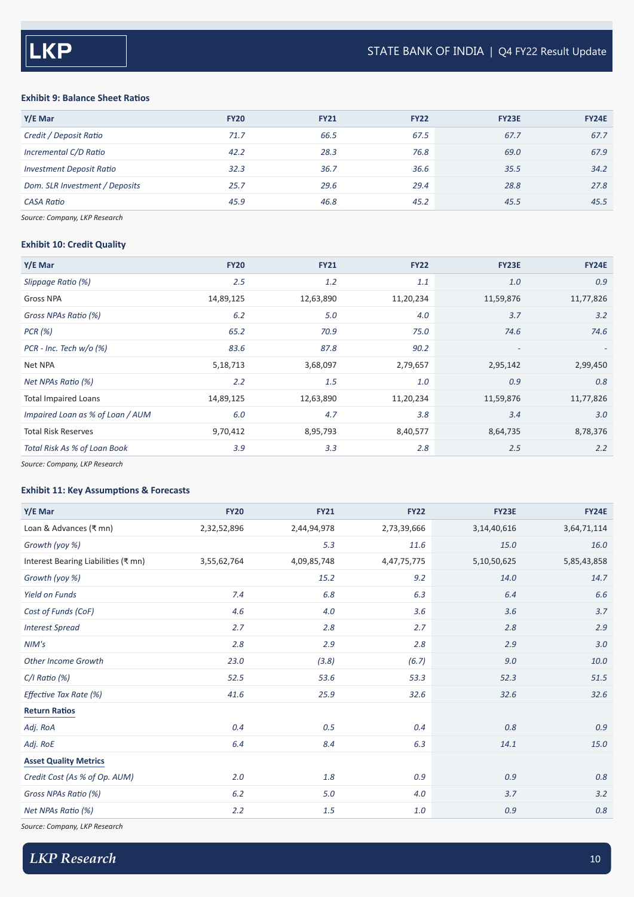**Exhibit 9: Balance Sheet Ratios**

| Y/E Mar | FY20 | FY21 | FY22 | FY23E | FY24E |
|---|---|---|---|---|---|
| *Credit / Deposit Ratio* | *71.7* | *66.5* | *67.5* | *67.7* | *67.7* |
| *Incremental C/D Ratio* | *42.2* | *28.3* | *76.8* | *69.0* | *67.9* |
| *Investment Deposit Ratio* | *32.3* | *36.7* | *36.6* | *35.5* | *34.2* |
| *Dom. SLR Investment / Deposits* | *25.7* | *29.6* | *29.4* | *28.8* | *27.8* |
| *CASA Ratio* | *45.9* | *46.8* | *45.2* | *45.5* | *45.5* |

*Source: Company, LKP Research*

**Exhibit 10: Credit Quality**

| Y/E Mar | FY20 | FY21 | FY22 | FY23E | FY24E |
|---|---|---|---|---|---|
| *Slippage Ratio (%)* | *2.5* | *1.2* | *1.1* | *1.0* | *0.9* |
| Gross NPA | 14,89,125 | 12,63,890 | 11,20,234 | 11,59,876 | 11,77,826 |
| *Gross NPAs Ratio (%)* | *6.2* | *5.0* | *4.0* | *3.7* | *3.2* |
| *PCR (%)* | *65.2* | *70.9* | *75.0* | *74.6* | *74.6* |
| *PCR - Inc. Tech w/o (%)* | *83.6* | *87.8* | *90.2* | - | - |
| Net NPA | 5,18,713 | 3,68,097 | 2,79,657 | 2,95,142 | 2,99,450 |
| *Net NPAs Ratio (%)* | *2.2* | *1.5* | *1.0* | *0.9* | *0.8* |
| Total Impaired Loans | 14,89,125 | 12,63,890 | 11,20,234 | 11,59,876 | 11,77,826 |
| *Impaired Loan as % of Loan / AUM* | *6.0* | *4.7* | *3.8* | *3.4* | *3.0* |
| Total Risk Reserves | 9,70,412 | 8,95,793 | 8,40,577 | 8,64,735 | 8,78,376 |
| *Total Risk As % of Loan Book* | *3.9* | *3.3* | *2.8* | *2.5* | *2.2* |

*Source: Company, LKP Research*

**Exhibit 11: Key Assumptions & Forecasts**

| Y/E Mar | FY20 | FY21 | FY22 | FY23E | FY24E |
|---|---|---|---|---|---|
| Loan & Advances (₹ mn) | 2,32,52,896 | 2,44,94,978 | 2,73,39,666 | 3,14,40,616 | 3,64,71,114 |
| *Growth (yoy %)* | | *5.3* | *11.6* | *15.0* | *16.0* |
| Interest Bearing Liabilities (₹ mn) | 3,55,62,764 | 4,09,85,748 | 4,47,75,775 | 5,10,50,625 | 5,85,43,858 |
| *Growth (yoy %)* | | *15.2* | *9.2* | *14.0* | *14.7* |
| *Yield on Funds* | *7.4* | *6.8* | *6.3* | *6.4* | *6.6* |
| *Cost of Funds (CoF)* | *4.6* | *4.0* | *3.6* | *3.6* | *3.7* |
| *Interest Spread* | *2.7* | *2.8* | *2.7* | *2.8* | *2.9* |
| *NIM's* | *2.8* | *2.9* | *2.8* | *2.9* | *3.0* |
| *Other Income Growth* | *23.0* | *(3.8)* | *(6.7)* | *9.0* | *10.0* |
| *C/I Ratio (%)* | *52.5* | *53.6* | *53.3* | *52.3* | *51.5* |
| *Effective Tax Rate (%)* | *41.6* | *25.9* | *32.6* | *32.6* | *32.6* |
| **Return Ratios** | | | | | |
| *Adj. RoA* | *0.4* | *0.5* | *0.4* | *0.8* | *0.9* |
| *Adj. RoE* | *6.4* | *8.4* | *6.3* | *14.1* | *15.0* |
| **Asset Quality Metrics** | | | | | |
| *Credit Cost (As % of Op. AUM)* | *2.0* | *1.8* | *0.9* | *0.9* | *0.8* |
| *Gross NPAs Ratio (%)* | *6.2* | *5.0* | *4.0* | *3.7* | *3.2* |
| *Net NPAs Ratio (%)* | *2.2* | *1.5* | *1.0* | *0.9* | *0.8* |

*Source: Company, LKP Research*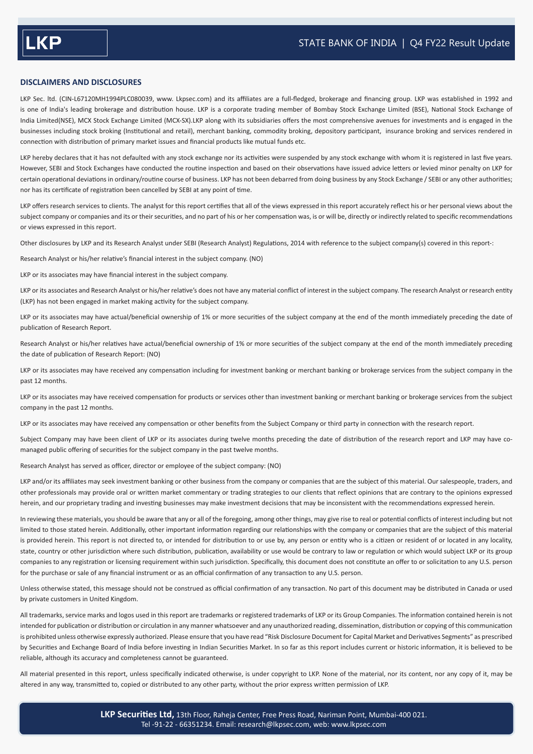## DISCLAIMERS AND DISCLOSURES

LKP Sec. ltd. (CIN-L67120MH1994PLC080039, www. Lkpsec.com) and its affiliates are a full-fledged, brokerage and financing group. LKP was established in 1992 and is one of India's leading brokerage and distribution house. LKP is a corporate trading member of Bombay Stock Exchange Limited (BSE), National Stock Exchange of India Limited(NSE), MCX Stock Exchange Limited (MCX-SX).LKP along with its subsidiaries offers the most comprehensive avenues for investments and is engaged in the businesses including stock broking (Institutional and retail), merchant banking, commodity broking, depository participant, insurance broking and services rendered in connection with distribution of primary market issues and financial products like mutual funds etc.

LKP hereby declares that it has not defaulted with any stock exchange nor its activities were suspended by any stock exchange with whom it is registered in last five years. However, SEBI and Stock Exchanges have conducted the routine inspection and based on their observations have issued advice letters or levied minor penalty on LKP for certain operational deviations in ordinary/routine course of business. LKP has not been debarred from doing business by any Stock Exchange / SEBI or any other authorities; nor has its certificate of registration been cancelled by SEBI at any point of time.

LKP offers research services to clients. The analyst for this report certifies that all of the views expressed in this report accurately reflect his or her personal views about the subject company or companies and its or their securities, and no part of his or her compensation was, is or will be, directly or indirectly related to specific recommendations or views expressed in this report.

Other disclosures by LKP and its Research Analyst under SEBI (Research Analyst) Regulations, 2014 with reference to the subject company(s) covered in this report-:

Research Analyst or his/her relative's financial interest in the subject company. (NO)

LKP or its associates may have financial interest in the subject company.

LKP or its associates and Research Analyst or his/her relative's does not have any material conflict of interest in the subject company. The research Analyst or research entity (LKP) has not been engaged in market making activity for the subject company.

LKP or its associates may have actual/beneficial ownership of 1% or more securities of the subject company at the end of the month immediately preceding the date of publication of Research Report.

Research Analyst or his/her relatives have actual/beneficial ownership of 1% or more securities of the subject company at the end of the month immediately preceding the date of publication of Research Report: (NO)

LKP or its associates may have received any compensation including for investment banking or merchant banking or brokerage services from the subject company in the past 12 months.

LKP or its associates may have received compensation for products or services other than investment banking or merchant banking or brokerage services from the subject company in the past 12 months.

LKP or its associates may have received any compensation or other benefits from the Subject Company or third party in connection with the research report.

Subject Company may have been client of LKP or its associates during twelve months preceding the date of distribution of the research report and LKP may have co-managed public offering of securities for the subject company in the past twelve months.

Research Analyst has served as officer, director or employee of the subject company: (NO)

LKP and/or its affiliates may seek investment banking or other business from the company or companies that are the subject of this material. Our salespeople, traders, and other professionals may provide oral or written market commentary or trading strategies to our clients that reflect opinions that are contrary to the opinions expressed herein, and our proprietary trading and investing businesses may make investment decisions that may be inconsistent with the recommendations expressed herein.

In reviewing these materials, you should be aware that any or all of the foregoing, among other things, may give rise to real or potential conflicts of interest including but not limited to those stated herein. Additionally, other important information regarding our relationships with the company or companies that are the subject of this material is provided herein. This report is not directed to, or intended for distribution to or use by, any person or entity who is a citizen or resident of or located in any locality, state, country or other jurisdiction where such distribution, publication, availability or use would be contrary to law or regulation or which would subject LKP or its group companies to any registration or licensing requirement within such jurisdiction. Specifically, this document does not constitute an offer to or solicitation to any U.S. person for the purchase or sale of any financial instrument or as an official confirmation of any transaction to any U.S. person.

Unless otherwise stated, this message should not be construed as official confirmation of any transaction. No part of this document may be distributed in Canada or used by private customers in United Kingdom.

All trademarks, service marks and logos used in this report are trademarks or registered trademarks of LKP or its Group Companies. The information contained herein is not intended for publication or distribution or circulation in any manner whatsoever and any unauthorized reading, dissemination, distribution or copying of this communication is prohibited unless otherwise expressly authorized. Please ensure that you have read "Risk Disclosure Document for Capital Market and Derivatives Segments" as prescribed by Securities and Exchange Board of India before investing in Indian Securities Market. In so far as this report includes current or historic information, it is believed to be reliable, although its accuracy and completeness cannot be guaranteed.

All material presented in this report, unless specifically indicated otherwise, is under copyright to LKP. None of the material, nor its content, nor any copy of it, may be altered in any way, transmitted to, copied or distributed to any other party, without the prior express written permission of LKP.

**LKP Securities Ltd,** 13th Floor, Raheja Center, Free Press Road, Nariman Point, Mumbai-400 021.
Tel -91-22 - 66351234. Email: research@lkpsec.com, web: www.lkpsec.com